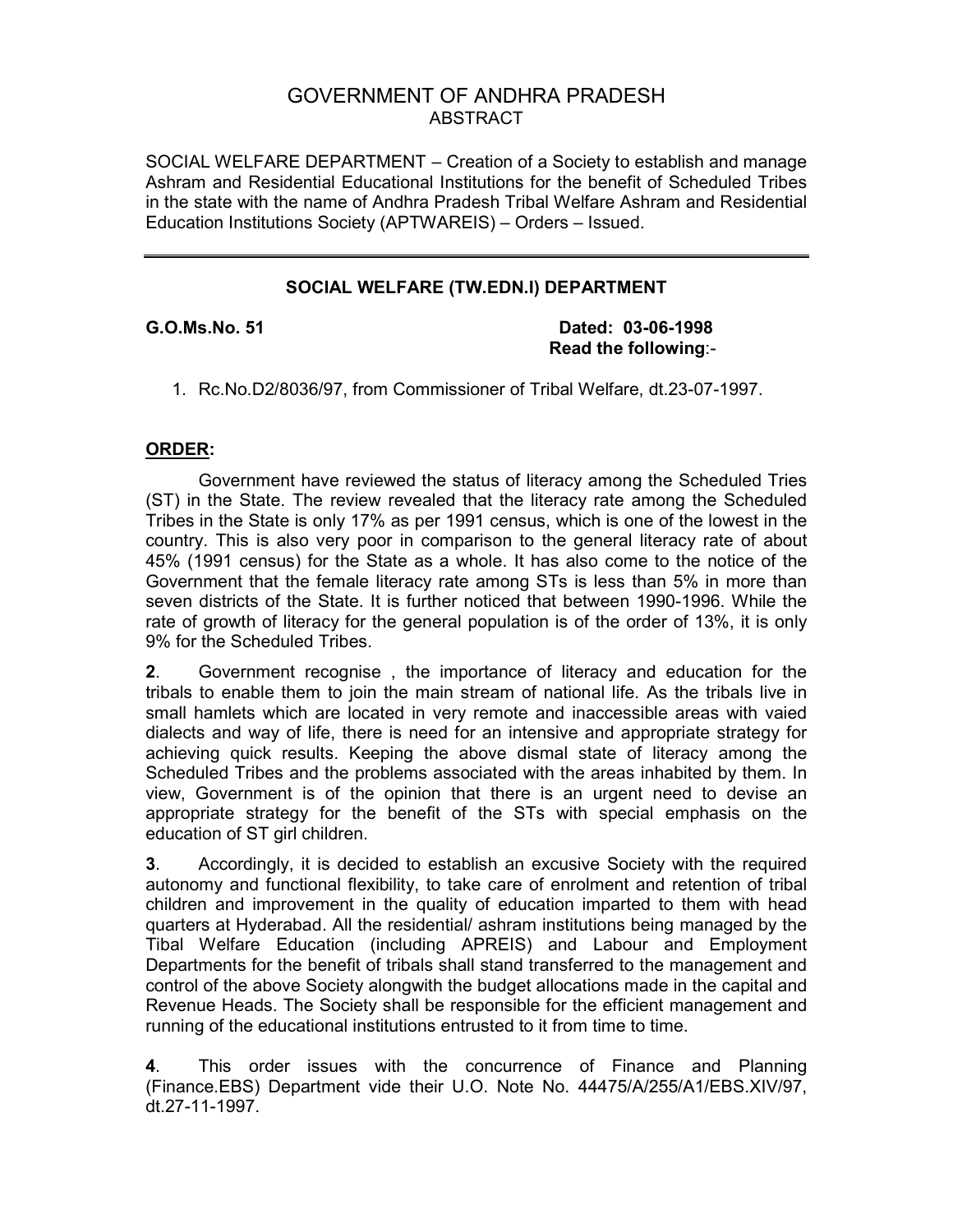# GOVERNMENT OF ANDHRA PRADESH
## ABSTRACT

SOCIAL WELFARE DEPARTMENT – Creation of a Society to establish and manage Ashram and Residential Educational Institutions for the benefit of Scheduled Tribes in the state with the name of Andhra Pradesh Tribal Welfare Ashram and Residential Education Institutions Society (APTWAREIS) – Orders – Issued.

---

**SOCIAL WELFARE (TW.EDN.I) DEPARTMENT**

**G.O.Ms.No. 51** **Dated: 03-06-1998**
**Read the following**:-

1. Rc.No.D2/8036/97, from Commissioner of Tribal Welfare, dt.23-07-1997.

**ORDER:**

Government have reviewed the status of literacy among the Scheduled Tries (ST) in the State. The review revealed that the literacy rate among the Scheduled Tribes in the State is only 17% as per 1991 census, which is one of the lowest in the country. This is also very poor in comparison to the general literacy rate of about 45% (1991 census) for the State as a whole. It has also come to the notice of the Government that the female literacy rate among STs is less than 5% in more than seven districts of the State. It is further noticed that between 1990-1996. While the rate of growth of literacy for the general population is of the order of 13%, it is only 9% for the Scheduled Tribes.

**2**. Government recognise , the importance of literacy and education for the tribals to enable them to join the main stream of national life. As the tribals live in small hamlets which are located in very remote and inaccessible areas with vaied dialects and way of life, there is need for an intensive and appropriate strategy for achieving quick results. Keeping the above dismal state of literacy among the Scheduled Tribes and the problems associated with the areas inhabited by them. In view, Government is of the opinion that there is an urgent need to devise an appropriate strategy for the benefit of the STs with special emphasis on the education of ST girl children.

**3**. Accordingly, it is decided to establish an excusive Society with the required autonomy and functional flexibility, to take care of enrolment and retention of tribal children and improvement in the quality of education imparted to them with head quarters at Hyderabad. All the residential/ ashram institutions being managed by the Tibal Welfare Education (including APREIS) and Labour and Employment Departments for the benefit of tribals shall stand transferred to the management and control of the above Society alongwith the budget allocations made in the capital and Revenue Heads. The Society shall be responsible for the efficient management and running of the educational institutions entrusted to it from time to time.

**4**. This order issues with the concurrence of Finance and Planning (Finance.EBS) Department vide their U.O. Note No. 44475/A/255/A1/EBS.XIV/97, dt.27-11-1997.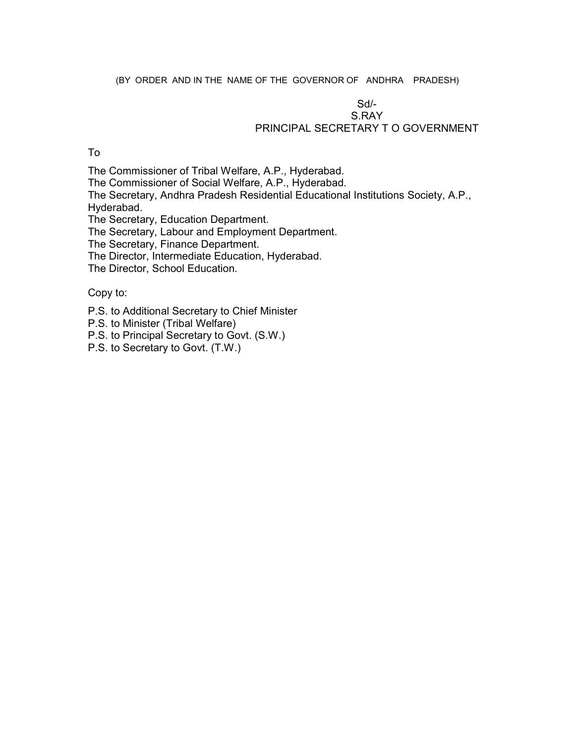(BY ORDER AND IN THE NAME OF THE GOVERNOR OF ANDHRA PRADESH)

Sd/-
S.RAY
PRINCIPAL SECRETARY T O GOVERNMENT

To

The Commissioner of Tribal Welfare, A.P., Hyderabad.
The Commissioner of Social Welfare, A.P., Hyderabad.
The Secretary, Andhra Pradesh Residential Educational Institutions Society, A.P., Hyderabad.
The Secretary, Education Department.
The Secretary, Labour and Employment Department.
The Secretary, Finance Department.
The Director, Intermediate Education, Hyderabad.
The Director, School Education.

Copy to:

P.S. to Additional Secretary to Chief Minister
P.S. to Minister (Tribal Welfare)
P.S. to Principal Secretary to Govt. (S.W.)
P.S. to Secretary to Govt. (T.W.)